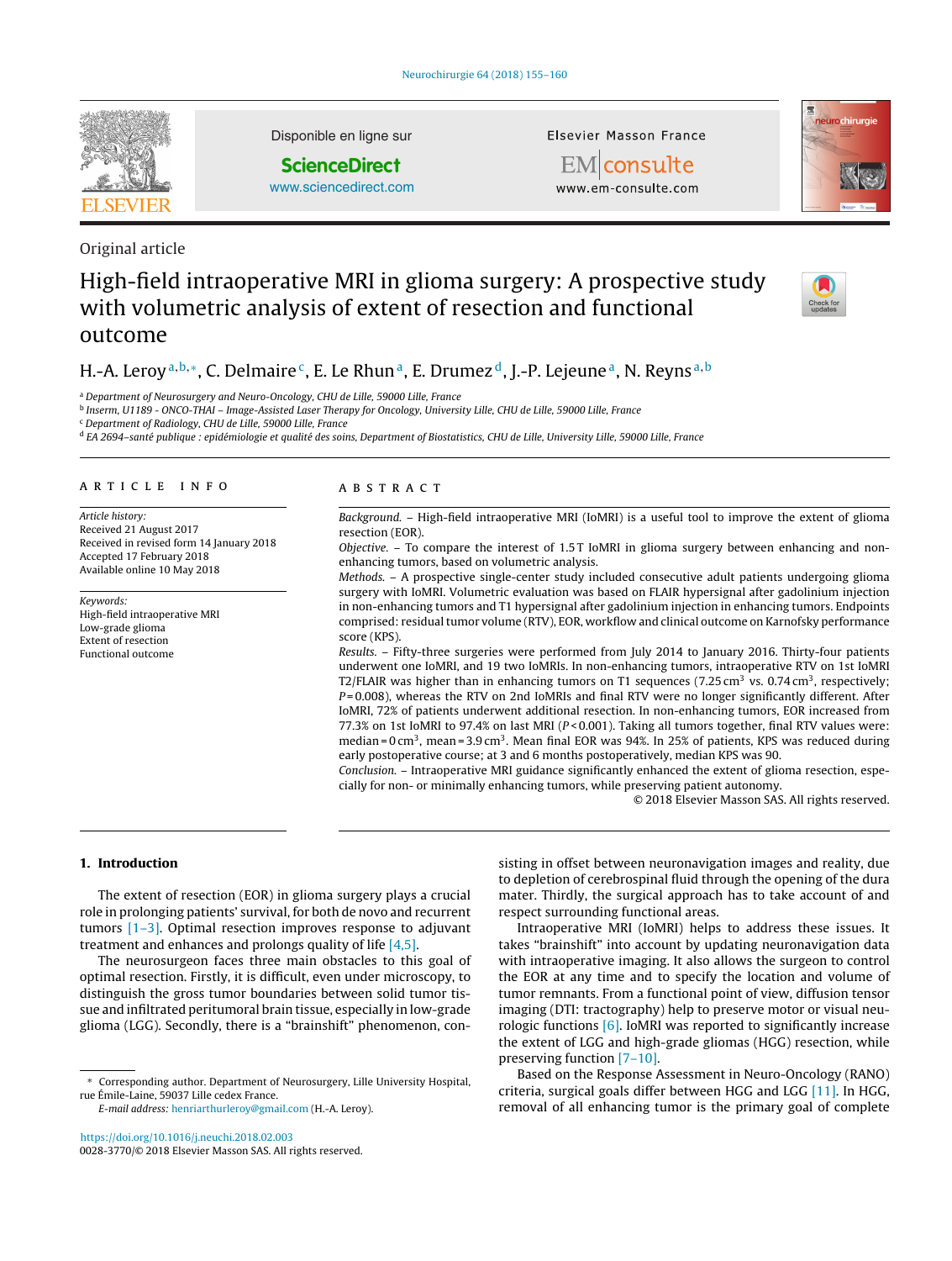Original article

# High-field intraoperative MRI in glioma surgery: A prospective study with volumetric analysis of extent of resection and functional outcome

H.-A. Leroy [a,b,*], C. Delmaire [c], E. Le Rhun [a], E. Drumez [d], J.-P. Lejeune [a], N. Reyns [a,b]

[a] Department of Neurosurgery and Neuro-Oncology, CHU de Lille, 59000 Lille, France
[b] Inserm, U1189 - ONCO-THAI – Image-Assisted Laser Therapy for Oncology, University Lille, CHU de Lille, 59000 Lille, France
[c] Department of Radiology, CHU de Lille, 59000 Lille, France
[d] EA 2694–santé publique : epidémiologie et qualité des soins, Department of Biostatistics, CHU de Lille, University Lille, 59000 Lille, France

## ARTICLE INFO

*Article history:*
Received 21 August 2017
Received in revised form 14 January 2018
Accepted 17 February 2018
Available online 10 May 2018

*Keywords:*
High-field intraoperative MRI
Low-grade glioma
Extent of resection
Functional outcome

## ABSTRACT

*Background.* – High-field intraoperative MRI (IoMRI) is a useful tool to improve the extent of glioma resection (EOR).

*Objective.* – To compare the interest of 1.5 T IoMRI in glioma surgery between enhancing and non-enhancing tumors, based on volumetric analysis.

*Methods.* – A prospective single-center study included consecutive adult patients undergoing glioma surgery with IoMRI. Volumetric evaluation was based on FLAIR hypersignal after gadolinium injection in non-enhancing tumors and T1 hypersignal after gadolinium injection in enhancing tumors. Endpoints comprised: residual tumor volume (RTV), EOR, workflow and clinical outcome on Karnofsky performance score (KPS).

*Results.* – Fifty-three surgeries were performed from July 2014 to January 2016. Thirty-four patients underwent one IoMRI, and 19 two IoMRIs. In non-enhancing tumors, intraoperative RTV on 1st IoMRI T2/FLAIR was higher than in enhancing tumors on T1 sequences (7.25 cm$^3$ vs. 0.74 cm$^3$, respectively; $P = 0.008$), whereas the RTV on 2nd IoMRIs and final RTV were no longer significantly different. After IoMRI, 72% of patients underwent additional resection. In non-enhancing tumors, EOR increased from 77.3% on 1st IoMRI to 97.4% on last MRI ($P < 0.001$). Taking all tumors together, final RTV values were: median = 0 cm$^3$, mean = 3.9 cm$^3$. Mean final EOR was 94%. In 25% of patients, KPS was reduced during early postoperative course; at 3 and 6 months postoperatively, median KPS was 90.

*Conclusion.* – Intraoperative MRI guidance significantly enhanced the extent of glioma resection, especially for non- or minimally enhancing tumors, while preserving patient autonomy.

© 2018 Elsevier Masson SAS. All rights reserved.

## 1. Introduction

The extent of resection (EOR) in glioma surgery plays a crucial role in prolonging patients' survival, for both de novo and recurrent tumors [1–3]. Optimal resection improves response to adjuvant treatment and enhances and prolongs quality of life [4,5].

The neurosurgeon faces three main obstacles to this goal of optimal resection. Firstly, it is difficult, even under microscopy, to distinguish the gross tumor boundaries between solid tumor tissue and infiltrated peritumoral brain tissue, especially in low-grade glioma (LGG). Secondly, there is a "brainshift" phenomenon, consisting in offset between neuronavigation images and reality, due to depletion of cerebrospinal fluid through the opening of the dura mater. Thirdly, the surgical approach has to take account of and respect surrounding functional areas.

Intraoperative MRI (IoMRI) helps to address these issues. It takes "brainshift" into account by updating neuronavigation data with intraoperative imaging. It also allows the surgeon to control the EOR at any time and to specify the location and volume of tumor remnants. From a functional point of view, diffusion tensor imaging (DTI: tractography) help to preserve motor or visual neurologic functions [6]. IoMRI was reported to significantly increase the extent of LGG and high-grade gliomas (HGG) resection, while preserving function [7–10].

Based on the Response Assessment in Neuro-Oncology (RANO) criteria, surgical goals differ between HGG and LGG [11]. In HGG, removal of all enhancing tumor is the primary goal of complete

\* Corresponding author. Department of Neurosurgery, Lille University Hospital, rue Émile-Laine, 59037 Lille cedex France.
E-mail address: henriarthurleroy@gmail.com (H.-A. Leroy).

https://doi.org/10.1016/j.neuchi.2018.02.003
0028-3770/© 2018 Elsevier Masson SAS. All rights reserved.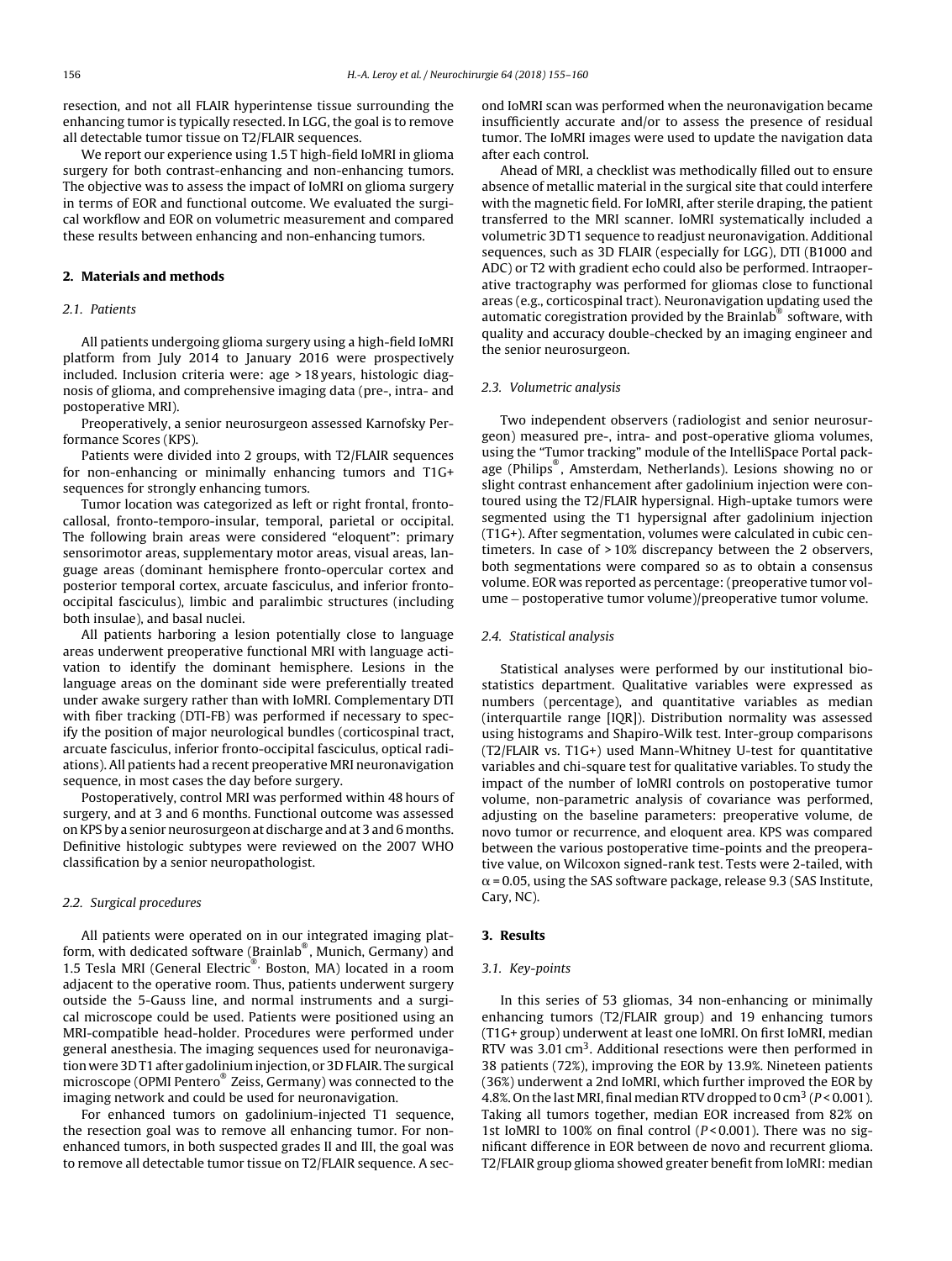resection, and not all FLAIR hyperintense tissue surrounding the enhancing tumor is typically resected. In LGG, the goal is to remove all detectable tumor tissue on T2/FLAIR sequences.

We report our experience using 1.5 T high-field IoMRI in glioma surgery for both contrast-enhancing and non-enhancing tumors. The objective was to assess the impact of IoMRI on glioma surgery in terms of EOR and functional outcome. We evaluated the surgical workflow and EOR on volumetric measurement and compared these results between enhancing and non-enhancing tumors.

## 2. Materials and methods

### 2.1. Patients

All patients undergoing glioma surgery using a high-field IoMRI platform from July 2014 to January 2016 were prospectively included. Inclusion criteria were: age > 18 years, histologic diagnosis of glioma, and comprehensive imaging data (pre-, intra- and postoperative MRI).

Preoperatively, a senior neurosurgeon assessed Karnofsky Performance Scores (KPS).

Patients were divided into 2 groups, with T2/FLAIR sequences for non-enhancing or minimally enhancing tumors and T1G+ sequences for strongly enhancing tumors.

Tumor location was categorized as left or right frontal, frontocallosal, fronto-temporo-insular, temporal, parietal or occipital. The following brain areas were considered "eloquent": primary sensorimotor areas, supplementary motor areas, visual areas, language areas (dominant hemisphere fronto-opercular cortex and posterior temporal cortex, arcuate fasciculus, and inferior fronto-occipital fasciculus), limbic and paralimbic structures (including both insulae), and basal nuclei.

All patients harboring a lesion potentially close to language areas underwent preoperative functional MRI with language activation to identify the dominant hemisphere. Lesions in the language areas on the dominant side were preferentially treated under awake surgery rather than with IoMRI. Complementary DTI with fiber tracking (DTI-FB) was performed if necessary to specify the position of major neurological bundles (corticospinal tract, arcuate fasciculus, inferior fronto-occipital fasciculus, optical radiations). All patients had a recent preoperative MRI neuronavigation sequence, in most cases the day before surgery.

Postoperatively, control MRI was performed within 48 hours of surgery, and at 3 and 6 months. Functional outcome was assessed on KPS by a senior neurosurgeon at discharge and at 3 and 6 months. Definitive histologic subtypes were reviewed on the 2007 WHO classification by a senior neuropathologist.

### 2.2. Surgical procedures

All patients were operated on in our integrated imaging platform, with dedicated software (Brainlab®, Munich, Germany) and 1.5 Tesla MRI (General Electric®, Boston, MA) located in a room adjacent to the operative room. Thus, patients underwent surgery outside the 5-Gauss line, and normal instruments and a surgical microscope could be used. Patients were positioned using an MRI-compatible head-holder. Procedures were performed under general anesthesia. The imaging sequences used for neuronavigation were 3D T1 after gadolinium injection, or 3D FLAIR. The surgical microscope (OPMI Pentero® Zeiss, Germany) was connected to the imaging network and could be used for neuronavigation.

For enhanced tumors on gadolinium-injected T1 sequence, the resection goal was to remove all enhancing tumor. For non-enhanced tumors, in both suspected grades II and III, the goal was to remove all detectable tumor tissue on T2/FLAIR sequence. A second IoMRI scan was performed when the neuronavigation became insufficiently accurate and/or to assess the presence of residual tumor. The IoMRI images were used to update the navigation data after each control.

Ahead of MRI, a checklist was methodically filled out to ensure absence of metallic material in the surgical site that could interfere with the magnetic field. For IoMRI, after sterile draping, the patient transferred to the MRI scanner. IoMRI systematically included a volumetric 3D T1 sequence to readjust neuronavigation. Additional sequences, such as 3D FLAIR (especially for LGG), DTI (B1000 and ADC) or T2 with gradient echo could also be performed. Intraoperative tractography was performed for gliomas close to functional areas (e.g., corticospinal tract). Neuronavigation updating used the automatic coregistration provided by the Brainlab® software, with quality and accuracy double-checked by an imaging engineer and the senior neurosurgeon.

### 2.3. Volumetric analysis

Two independent observers (radiologist and senior neurosurgeon) measured pre-, intra- and post-operative glioma volumes, using the "Tumor tracking" module of the IntelliSpace Portal package (Philips®, Amsterdam, Netherlands). Lesions showing no or slight contrast enhancement after gadolinium injection were contoured using the T2/FLAIR hypersignal. High-uptake tumors were segmented using the T1 hypersignal after gadolinium injection (T1G+). After segmentation, volumes were calculated in cubic centimeters. In case of > 10% discrepancy between the 2 observers, both segmentations were compared so as to obtain a consensus volume. EOR was reported as percentage: (preoperative tumor volume – postoperative tumor volume)/preoperative tumor volume.

### 2.4. Statistical analysis

Statistical analyses were performed by our institutional biostatistics department. Qualitative variables were expressed as numbers (percentage), and quantitative variables as median (interquartile range [IQR]). Distribution normality was assessed using histograms and Shapiro-Wilk test. Inter-group comparisons (T2/FLAIR vs. T1G+) used Mann-Whitney U-test for quantitative variables and chi-square test for qualitative variables. To study the impact of the number of IoMRI controls on postoperative tumor volume, non-parametric analysis of covariance was performed, adjusting on the baseline parameters: preoperative volume, de novo tumor or recurrence, and eloquent area. KPS was compared between the various postoperative time-points and the preoperative value, on Wilcoxon signed-rank test. Tests were 2-tailed, with $\alpha = 0.05$, using the SAS software package, release 9.3 (SAS Institute, Cary, NC).

## 3. Results

### 3.1. Key-points

In this series of 53 gliomas, 34 non-enhancing or minimally enhancing tumors (T2/FLAIR group) and 19 enhancing tumors (T1G+ group) underwent at least one IoMRI. On first IoMRI, median RTV was 3.01 cm$^3$. Additional resections were then performed in 38 patients (72%), improving the EOR by 13.9%. Nineteen patients (36%) underwent a 2nd IoMRI, which further improved the EOR by 4.8%. On the last MRI, final median RTV dropped to 0 cm$^3$ ($P < 0.001$). Taking all tumors together, median EOR increased from 82% on 1st IoMRI to 100% on final control ($P < 0.001$). There was no significant difference in EOR between de novo and recurrent glioma. T2/FLAIR group glioma showed greater benefit from IoMRI: median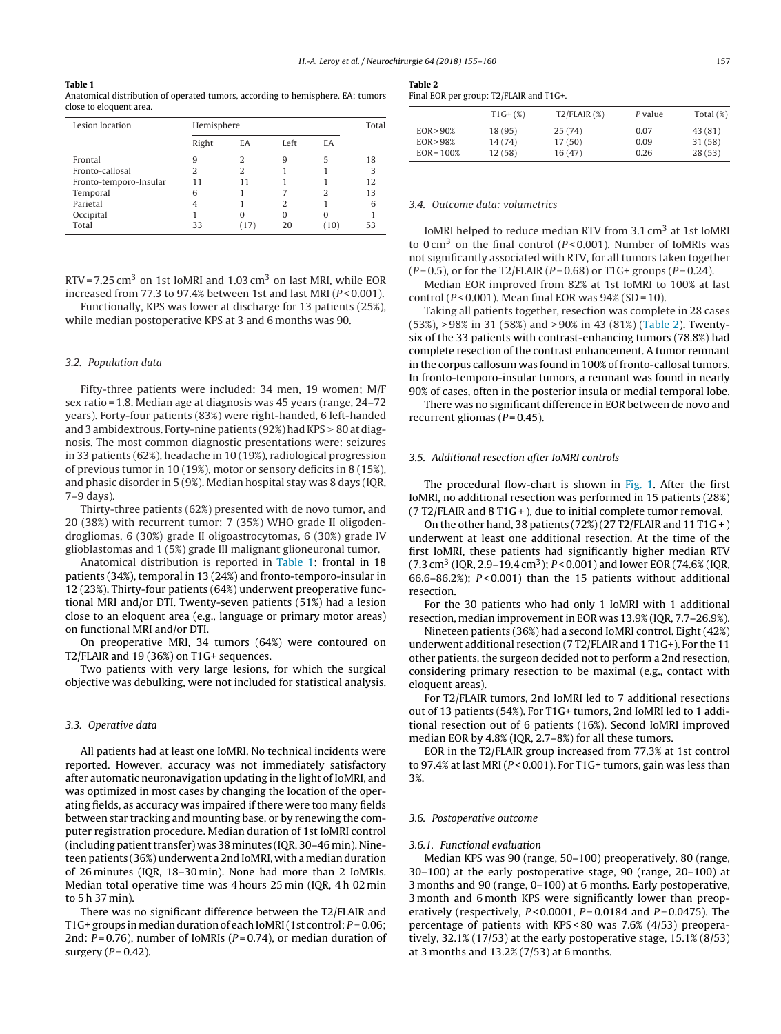**Table 1**
Anatomical distribution of operated tumors, according to hemisphere. EA: tumors close to eloquent area.

| Lesion location | Hemisphere | | | | Total |
|---|---|---|---|---|---|
| | Right | EA | Left | EA | |
| Frontal | 9 | 2 | 9 | 5 | 18 |
| Fronto-callosal | 2 | 2 | 1 | 1 | 3 |
| Fronto-temporo-Insular | 11 | 11 | 1 | 1 | 12 |
| Temporal | 6 | 1 | 7 | 2 | 13 |
| Parietal | 4 | 1 | 2 | 1 | 6 |
| Occipital | 1 | 0 | 0 | 0 | 1 |
| Total | 33 | (17) | 20 | (10) | 53 |

RTV = 7.25 $cm^3$ on 1st IoMRI and 1.03 $cm^3$ on last MRI, while EOR increased from 77.3 to 97.4% between 1st and last MRI ($P < 0.001$).

Functionally, KPS was lower at discharge for 13 patients (25%), while median postoperative KPS at 3 and 6 months was 90.

### 3.2. Population data

Fifty-three patients were included: 34 men, 19 women; M/F sex ratio = 1.8. Median age at diagnosis was 45 years (range, 24–72 years). Forty-four patients (83%) were right-handed, 6 left-handed and 3 ambidextrous. Forty-nine patients (92%) had KPS ≥ 80 at diagnosis. The most common diagnostic presentations were: seizures in 33 patients (62%), headache in 10 (19%), radiological progression of previous tumor in 10 (19%), motor or sensory deficits in 8 (15%), and phasic disorder in 5 (9%). Median hospital stay was 8 days (IQR, 7–9 days).

Thirty-three patients (62%) presented with de novo tumor, and 20 (38%) with recurrent tumor: 7 (35%) WHO grade II oligodendrogliomas, 6 (30%) grade II oligoastrocytomas, 6 (30%) grade IV glioblastomas and 1 (5%) grade III malignant glioneuronal tumor.

Anatomical distribution is reported in Table 1: frontal in 18 patients (34%), temporal in 13 (24%) and fronto-temporo-insular in 12 (23%). Thirty-four patients (64%) underwent preoperative functional MRI and/or DTI. Twenty-seven patients (51%) had a lesion close to an eloquent area (e.g., language or primary motor areas) on functional MRI and/or DTI.

On preoperative MRI, 34 tumors (64%) were contoured on T2/FLAIR and 19 (36%) on T1G+ sequences.

Two patients with very large lesions, for which the surgical objective was debulking, were not included for statistical analysis.

### 3.3. Operative data

All patients had at least one IoMRI. No technical incidents were reported. However, accuracy was not immediately satisfactory after automatic neuronavigation updating in the light of IoMRI, and was optimized in most cases by changing the location of the operating fields, as accuracy was impaired if there were too many fields between star tracking and mounting base, or by renewing the computer registration procedure. Median duration of 1st IoMRI control (including patient transfer) was 38 minutes (IQR, 30–46 min). Nineteen patients (36%) underwent a 2nd IoMRI, with a median duration of 26 minutes (IQR, 18–30 min). None had more than 2 IoMRIs. Median total operative time was 4 hours 25 min (IQR, 4 h 02 min to 5 h 37 min).

There was no significant difference between the T2/FLAIR and T1G+ groups in median duration of each IoMRI (1st control: $P = 0.06$; 2nd: $P = 0.76$), number of IoMRIs ($P = 0.74$), or median duration of surgery ($P = 0.42$).

**Table 2**
Final EOR per group: T2/FLAIR and T1G+.

| | T1G+ (%) | T2/FLAIR (%) | *P* value | Total (%) |
|---|---|---|---|---|
| EOR > 90% | 18 (95) | 25 (74) | 0.07 | 43 (81) |
| EOR > 98% | 14 (74) | 17 (50) | 0.09 | 31 (58) |
| EOR = 100% | 12 (58) | 16 (47) | 0.26 | 28 (53) |

### 3.4. Outcome data: volumetrics

IoMRI helped to reduce median RTV from 3.1 $cm^3$ at 1st IoMRI to 0 $cm^3$ on the final control ($P < 0.001$). Number of IoMRIs was not significantly associated with RTV, for all tumors taken together ($P = 0.5$), or for the T2/FLAIR ($P = 0.68$) or T1G+ groups ($P = 0.24$).

Median EOR improved from 82% at 1st IoMRI to 100% at last control ($P < 0.001$). Mean final EOR was 94% (SD = 10).

Taking all patients together, resection was complete in 28 cases (53%), > 98% in 31 (58%) and > 90% in 43 (81%) (Table 2). Twenty-six of the 33 patients with contrast-enhancing tumors (78.8%) had complete resection of the contrast enhancement. A tumor remnant in the corpus callosum was found in 100% of fronto-callosal tumors. In fronto-temporo-insular tumors, a remnant was found in nearly 90% of cases, often in the posterior insula or medial temporal lobe.

There was no significant difference in EOR between de novo and recurrent gliomas ($P = 0.45$).

### 3.5. Additional resection after IoMRI controls

The procedural flow-chart is shown in Fig. 1. After the first IoMRI, no additional resection was performed in 15 patients (28%) (7 T2/FLAIR and 8 T1G+), due to initial complete tumor removal.

On the other hand, 38 patients (72%) (27 T2/FLAIR and 11 T1G+) underwent at least one additional resection. At the time of the first IoMRI, these patients had significantly higher median RTV (7.3 $cm^3$ (IQR, 2.9–19.4 $cm^3$); $P < 0.001$) and lower EOR (74.6% (IQR, 66.6–86.2%); $P < 0.001$) than the 15 patients without additional resection.

For the 30 patients who had only 1 IoMRI with 1 additional resection, median improvement in EOR was 13.9% (IQR, 7.7–26.9%).

Nineteen patients (36%) had a second IoMRI control. Eight (42%) underwent additional resection (7 T2/FLAIR and 1 T1G+). For the 11 other patients, the surgeon decided not to perform a 2nd resection, considering primary resection to be maximal (e.g., contact with eloquent areas).

For T2/FLAIR tumors, 2nd IoMRI led to 7 additional resections out of 13 patients (54%). For T1G+ tumors, 2nd IoMRI led to 1 additional resection out of 6 patients (16%). Second IoMRI improved median EOR by 4.8% (IQR, 2.7–8%) for all these tumors.

EOR in the T2/FLAIR group increased from 77.3% at 1st control to 97.4% at last MRI ($P < 0.001$). For T1G+ tumors, gain was less than 3%.

### 3.6. Postoperative outcome

#### 3.6.1. Functional evaluation

Median KPS was 90 (range, 50–100) preoperatively, 80 (range, 30–100) at the early postoperative stage, 90 (range, 20–100) at 3 months and 90 (range, 0–100) at 6 months. Early postoperative, 3 month and 6 month KPS were significantly lower than preoperatively (respectively, $P < 0.0001$, $P = 0.0184$ and $P = 0.0475$). The percentage of patients with KPS < 80 was 7.6% (4/53) preoperatively, 32.1% (17/53) at the early postoperative stage, 15.1% (8/53) at 3 months and 13.2% (7/53) at 6 months.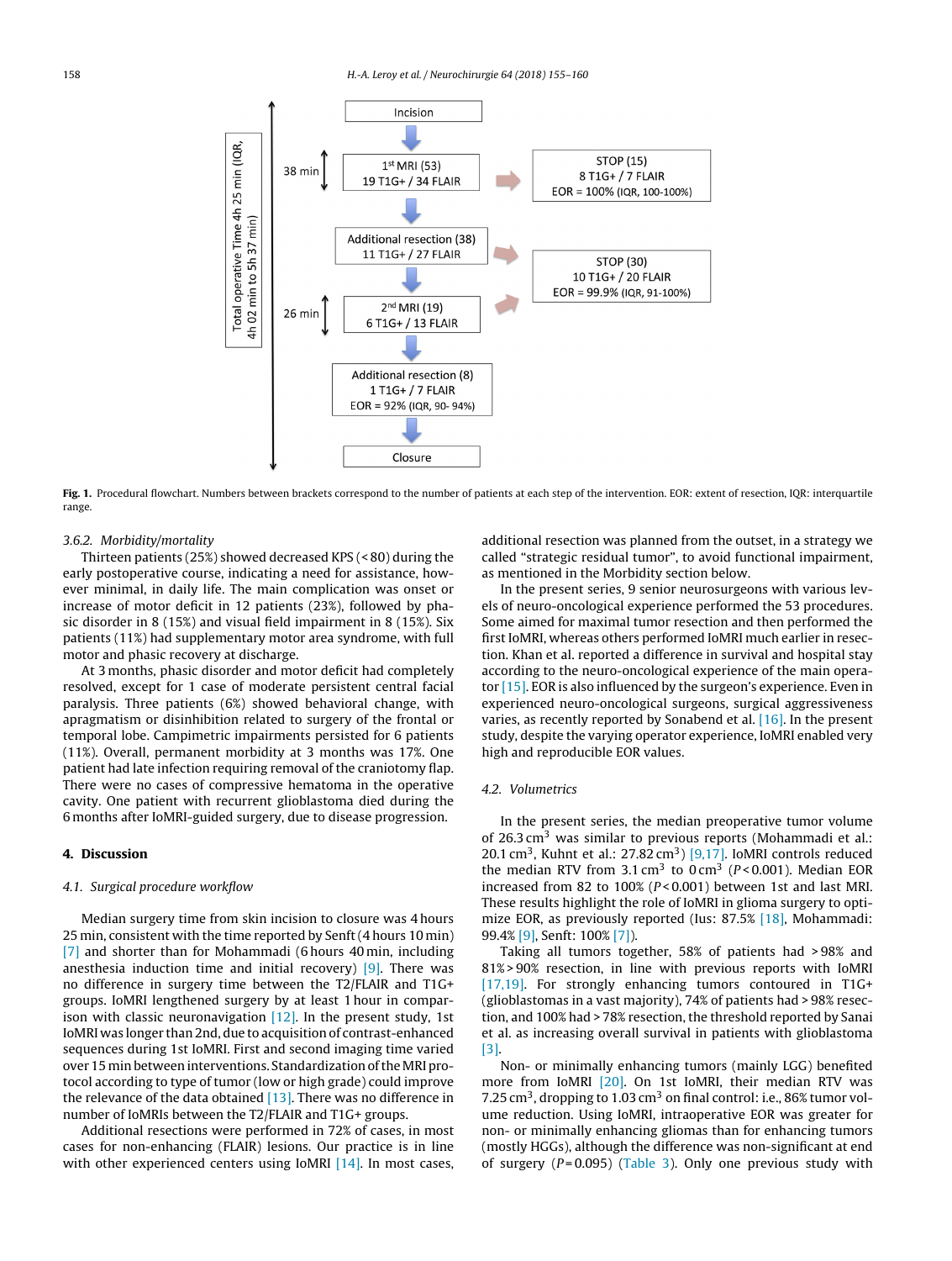**Fig. 1.** Procedural flowchart. Numbers between brackets correspond to the number of patients at each step of the intervention. EOR: extent of resection, IQR: interquartile range.

### 3.6.2. *Morbidity/mortality*

Thirteen patients (25%) showed decreased KPS (< 80) during the early postoperative course, indicating a need for assistance, however minimal, in daily life. The main complication was onset or increase of motor deficit in 12 patients (23%), followed by phasic disorder in 8 (15%) and visual field impairment in 8 (15%). Six patients (11%) had supplementary motor area syndrome, with full motor and phasic recovery at discharge.

At 3 months, phasic disorder and motor deficit had completely resolved, except for 1 case of moderate persistent central facial paralysis. Three patients (6%) showed behavioral change, with apragmatism or disinhibition related to surgery of the frontal or temporal lobe. Campimetric impairments persisted for 6 patients (11%). Overall, permanent morbidity at 3 months was 17%. One patient had late infection requiring removal of the craniotomy flap. There were no cases of compressive hematoma in the operative cavity. One patient with recurrent glioblastoma died during the 6 months after IoMRI-guided surgery, due to disease progression.

## 4. Discussion

### 4.1. *Surgical procedure workflow*

Median surgery time from skin incision to closure was 4 hours 25 min, consistent with the time reported by Senft (4 hours 10 min) [7] and shorter than for Mohammadi (6 hours 40 min, including anesthesia induction time and initial recovery) [9]. There was no difference in surgery time between the T2/FLAIR and T1G+ groups. IoMRI lengthened surgery by at least 1 hour in comparison with classic neuronavigation [12]. In the present study, 1st IoMRI was longer than 2nd, due to acquisition of contrast-enhanced sequences during 1st IoMRI. First and second imaging time varied over 15 min between interventions. Standardization of the MRI protocol according to type of tumor (low or high grade) could improve the relevance of the data obtained [13]. There was no difference in number of IoMRIs between the T2/FLAIR and T1G+ groups.

Additional resections were performed in 72% of cases, in most cases for non-enhancing (FLAIR) lesions. Our practice is in line with other experienced centers using IoMRI [14]. In most cases, additional resection was planned from the outset, in a strategy we called "strategic residual tumor", to avoid functional impairment, as mentioned in the Morbidity section below.

In the present series, 9 senior neurosurgeons with various levels of neuro-oncological experience performed the 53 procedures. Some aimed for maximal tumor resection and then performed the first IoMRI, whereas others performed IoMRI much earlier in resection. Khan et al. reported a difference in survival and hospital stay according to the neuro-oncological experience of the main operator [15]. EOR is also influenced by the surgeon's experience. Even in experienced neuro-oncological surgeons, surgical aggressiveness varies, as recently reported by Sonabend et al. [16]. In the present study, despite the varying operator experience, IoMRI enabled very high and reproducible EOR values.

### 4.2. *Volumetrics*

In the present series, the median preoperative tumor volume of 26.3 cm$^3$ was similar to previous reports (Mohammadi et al.: 20.1 cm$^3$, Kuhnt et al.: 27.82 cm$^3$) [9,17]. IoMRI controls reduced the median RTV from 3.1 cm$^3$ to 0 cm$^3$ ($P < 0.001$). Median EOR increased from 82 to 100% ($P < 0.001$) between 1st and last MRI. These results highlight the role of IoMRI in glioma surgery to optimize EOR, as previously reported (Ius: 87.5% [18], Mohammadi: 99.4% [9], Senft: 100% [7]).

Taking all tumors together, 58% of patients had > 98% and 81% > 90% resection, in line with previous reports with IoMRI [17,19]. For strongly enhancing tumors contoured in T1G+ (glioblastomas in a vast majority), 74% of patients had > 98% resection, and 100% had > 78% resection, the threshold reported by Sanai et al. as increasing overall survival in patients with glioblastoma [3].

Non- or minimally enhancing tumors (mainly LGG) benefited more from IoMRI [20]. On 1st IoMRI, their median RTV was 7.25 cm$^3$, dropping to 1.03 cm$^3$ on final control: i.e., 86% tumor volume reduction. Using IoMRI, intraoperative EOR was greater for non- or minimally enhancing gliomas than for enhancing tumors (mostly HGGs), although the difference was non-significant at end of surgery ($P = 0.095$) (Table 3). Only one previous study with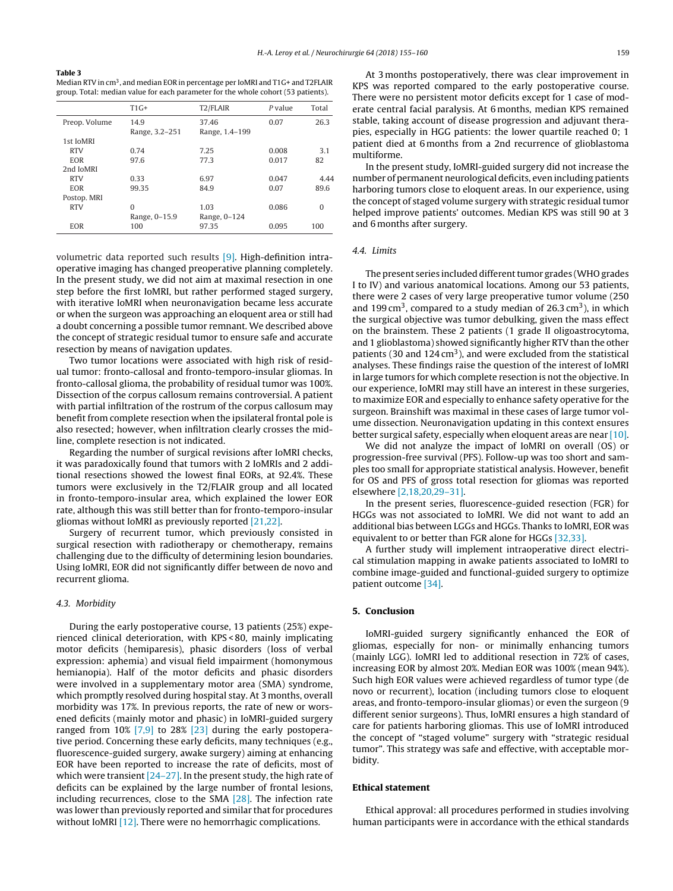**Table 3**
Median RTV in $cm^3$, and median EOR in percentage per IoMRI and T1G+ and T2FLAIR group. Total: median value for each parameter for the whole cohort (53 patients).

| | T1G+ | T2/FLAIR | P value | Total |
|---|---|---|---|---|
| Preop. Volume | 14.9 Range, 3.2–251 | 37.46 Range, 1.4–199 | 0.07 | 26.3 |
| 1st IoMRI | | | | |
| RTV | 0.74 | 7.25 | 0.008 | 3.1 |
| EOR | 97.6 | 77.3 | 0.017 | 82 |
| 2nd IoMRI | | | | |
| RTV | 0.33 | 6.97 | 0.047 | 4.44 |
| EOR | 99.35 | 84.9 | 0.07 | 89.6 |
| Postop. MRI | | | | |
| RTV | 0 Range, 0–15.9 | 1.03 Range, 0–124 | 0.086 | 0 |
| EOR | 100 | 97.35 | 0.095 | 100 |

volumetric data reported such results [9]. High-definition intraoperative imaging has changed preoperative planning completely. In the present study, we did not aim at maximal resection in one step before the first IoMRI, but rather performed staged surgery, with iterative IoMRI when neuronavigation became less accurate or when the surgeon was approaching an eloquent area or still had a doubt concerning a possible tumor remnant. We described above the concept of strategic residual tumor to ensure safe and accurate resection by means of navigation updates.

Two tumor locations were associated with high risk of residual tumor: fronto-callosal and fronto-temporo-insular gliomas. In fronto-callosal glioma, the probability of residual tumor was 100%. Dissection of the corpus callosum remains controversial. A patient with partial infiltration of the rostrum of the corpus callosum may benefit from complete resection when the ipsilateral frontal pole is also resected; however, when infiltration clearly crosses the midline, complete resection is not indicated.

Regarding the number of surgical revisions after IoMRI checks, it was paradoxically found that tumors with 2 IoMRIs and 2 additional resections showed the lowest final EORs, at 92.4%. These tumors were exclusively in the T2/FLAIR group and all located in fronto-temporo-insular area, which explained the lower EOR rate, although this was still better than for fronto-temporo-insular gliomas without IoMRI as previously reported [21,22].

Surgery of recurrent tumor, which previously consisted in surgical resection with radiotherapy or chemotherapy, remains challenging due to the difficulty of determining lesion boundaries. Using IoMRI, EOR did not significantly differ between de novo and recurrent glioma.

### 4.3. Morbidity

During the early postoperative course, 13 patients (25%) experienced clinical deterioration, with KPS < 80, mainly implicating motor deficits (hemiparesis), phasic disorders (loss of verbal expression: aphemia) and visual field impairment (homonymous hemianopia). Half of the motor deficits and phasic disorders were involved in a supplementary motor area (SMA) syndrome, which promptly resolved during hospital stay. At 3 months, overall morbidity was 17%. In previous reports, the rate of new or worsened deficits (mainly motor and phasic) in IoMRI-guided surgery ranged from 10% [7,9] to 28% [23] during the early postoperative period. Concerning these early deficits, many techniques (e.g., fluorescence-guided surgery, awake surgery) aiming at enhancing EOR have been reported to increase the rate of deficits, most of which were transient [24–27]. In the present study, the high rate of deficits can be explained by the large number of frontal lesions, including recurrences, close to the SMA [28]. The infection rate was lower than previously reported and similar that for procedures without IoMRI [12]. There were no hemorrhagic complications.

At 3 months postoperatively, there was clear improvement in KPS was reported compared to the early postoperative course. There were no persistent motor deficits except for 1 case of moderate central facial paralysis. At 6 months, median KPS remained stable, taking account of disease progression and adjuvant therapies, especially in HGG patients: the lower quartile reached 0; 1 patient died at 6 months from a 2nd recurrence of glioblastoma multiforme.

In the present study, IoMRI-guided surgery did not increase the number of permanent neurological deficits, even including patients harboring tumors close to eloquent areas. In our experience, using the concept of staged volume surgery with strategic residual tumor helped improve patients' outcomes. Median KPS was still 90 at 3 and 6 months after surgery.

### 4.4. Limits

The present series included different tumor grades (WHO grades I to IV) and various anatomical locations. Among our 53 patients, there were 2 cases of very large preoperative tumor volume (250 and 199 $cm^3$, compared to a study median of 26.3 $cm^3$), in which the surgical objective was tumor debulking, given the mass effect on the brainstem. These 2 patients (1 grade II oligoastrocytoma, and 1 glioblastoma) showed significantly higher RTV than the other patients (30 and 124 $cm^3$), and were excluded from the statistical analyses. These findings raise the question of the interest of IoMRI in large tumors for which complete resection is not the objective. In our experience, IoMRI may still have an interest in these surgeries, to maximize EOR and especially to enhance safety operative for the surgeon. Brainshift was maximal in these cases of large tumor volume dissection. Neuronavigation updating in this context ensures better surgical safety, especially when eloquent areas are near [10].

We did not analyze the impact of IoMRI on overall (OS) or progression-free survival (PFS). Follow-up was too short and samples too small for appropriate statistical analysis. However, benefit for OS and PFS of gross total resection for gliomas was reported elsewhere [2,18,20,29–31].

In the present series, fluorescence-guided resection (FGR) for HGGs was not associated to IoMRI. We did not want to add an additional bias between LGGs and HGGs. Thanks to IoMRI, EOR was equivalent to or better than FGR alone for HGGs [32,33].

A further study will implement intraoperative direct electrical stimulation mapping in awake patients associated to IoMRI to combine image-guided and functional-guided surgery to optimize patient outcome [34].

## 5. Conclusion

IoMRI-guided surgery significantly enhanced the EOR of gliomas, especially for non- or minimally enhancing tumors (mainly LGG). IoMRI led to additional resection in 72% of cases, increasing EOR by almost 20%. Median EOR was 100% (mean 94%). Such high EOR values were achieved regardless of tumor type (de novo or recurrent), location (including tumors close to eloquent areas, and fronto-temporo-insular gliomas) or even the surgeon (9 different senior surgeons). Thus, IoMRI ensures a high standard of care for patients harboring gliomas. This use of IoMRI introduced the concept of "staged volume" surgery with "strategic residual tumor". This strategy was safe and effective, with acceptable morbidity.

## Ethical statement

Ethical approval: all procedures performed in studies involving human participants were in accordance with the ethical standards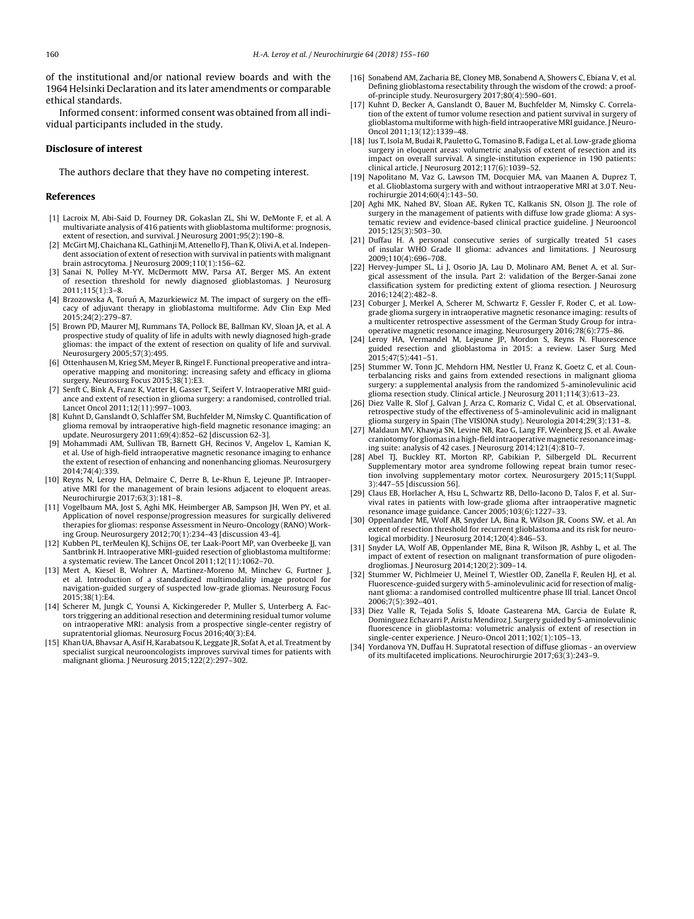of the institutional and/or national review boards and with the 1964 Helsinki Declaration and its later amendments or comparable ethical standards.

Informed consent: informed consent was obtained from all individual participants included in the study.

## Disclosure of interest

The authors declare that they have no competing interest.

## References

[1] Lacroix M, Abi-Said D, Fourney DR, Gokaslan ZL, Shi W, DeMonte F, et al. A multivariate analysis of 416 patients with glioblastoma multiforme: prognosis, extent of resection, and survival. J Neurosurg 2001;95(2):190–8.

[2] McGirt MJ, Chaichana KL, Gathinji M, Attenello FJ, Than K, Olivi A, et al. Independent association of extent of resection with survival in patients with malignant brain astrocytoma. J Neurosurg 2009;110(1):156–62.

[3] Sanai N, Polley M-YY, McDermott MW, Parsa AT, Berger MS. An extent of resection threshold for newly diagnosed glioblastomas. J Neurosurg 2011;115(1):3–8.

[4] Brzozowska A, Toruń A, Mazurkiewicz M. The impact of surgery on the efficacy of adjuvant therapy in glioblastoma multiforme. Adv Clin Exp Med 2015;24(2):279–87.

[5] Brown PD, Maurer MJ, Rummans TA, Pollock BE, Ballman KV, Sloan JA, et al. A prospective study of quality of life in adults with newly diagnosed high-grade gliomas: the impact of the extent of resection on quality of life and survival. Neurosurgery 2005;57(3):495.

[6] Ottenhausen M, Krieg SM, Meyer B, Ringel F. Functional preoperative and intraoperative mapping and monitoring: increasing safety and efficacy in glioma surgery. Neurosurg Focus 2015;38(1):E3.

[7] Senft C, Bink A, Franz K, Vatter H, Gasser T, Seifert V. Intraoperative MRI guidance and extent of resection in glioma surgery: a randomised, controlled trial. Lancet Oncol 2011;12(11):997–1003.

[8] Kuhnt D, Ganslandt O, Schlaffer SM, Buchfelder M, Nimsky C. Quantification of glioma removal by intraoperative high-field magnetic resonance imaging: an update. Neurosurgery 2011;69(4):852–62 [discussion 62-3].

[9] Mohammadi AM, Sullivan TB, Barnett GH, Recinos V, Angelov L, Kamian K, et al. Use of high-field intraoperative magnetic resonance imaging to enhance the extent of resection of enhancing and nonenhancing gliomas. Neurosurgery 2014;74(4):339.

[10] Reyns N, Leroy HA, Delmaire C, Derre B, Le-Rhun E, Lejeune JP. Intraoperative MRI for the management of brain lesions adjacent to eloquent areas. Neurochirurgie 2017;63(3):181–8.

[11] Vogelbaum MA, Jost S, Aghi MK, Heimberger AB, Sampson JH, Wen PY, et al. Application of novel response/progression measures for surgically delivered therapies for gliomas: response Assessment in Neuro-Oncology (RANO) Working Group. Neurosurgery 2012;70(1):234–43 [discussion 43-4].

[12] Kubben PL, terMeulen KJ, Schijns OE, ter Laak-Poort MP, van Overbeeke JJ, van Santbrink H. Intraoperative MRI-guided resection of glioblastoma multiforme: a systematic review. The Lancet Oncol 2011;12(11):1062–70.

[13] Mert A, Kiesel B, Wohrer A, Martinez-Moreno M, Minchev G, Furtner J, et al. Introduction of a standardized multimodality image protocol for navigation-guided surgery of suspected low-grade gliomas. Neurosurg Focus 2015;38(1):E4.

[14] Scherer M, Jungk C, Younsi A, Kickingereder P, Muller S, Unterberg A. Factors triggering an additional resection and determining residual tumor volume on intraoperative MRI: analysis from a prospective single-center registry of supratentorial gliomas. Neurosurg Focus 2016;40(3):E4.

[15] Khan UA, Bhavsar A, Asif H, Karabatsou K, Leggate JR, Sofat A, et al. Treatment by specialist surgical neurooncologists improves survival times for patients with malignant glioma. J Neurosurg 2015;122(2):297–302.

[16] Sonabend AM, Zacharia BE, Cloney MB, Sonabend A, Showers C, Ebiana V, et al. Defining glioblastoma resectability through the wisdom of the crowd: a proof-of-principle study. Neurosurgery 2017;80(4):590–601.

[17] Kuhnt D, Becker A, Ganslandt O, Bauer M, Buchfelder M, Nimsky C. Correlation of the extent of tumor volume resection and patient survival in surgery of glioblastoma multiforme with high-field intraoperative MRI guidance. J Neuro-Oncol 2011;13(12):1339–48.

[18] Ius T, Isola M, Budai R, Pauletto G, Tomasino B, Fadiga L, et al. Low-grade glioma surgery in eloquent areas: volumetric analysis of extent of resection and its impact on overall survival. A single-institution experience in 190 patients: clinical article. J Neurosurg 2012;117(6):1039–52.

[19] Napolitano M, Vaz G, Lawson TM, Docquier MA, van Maanen A, Duprez T, et al. Glioblastoma surgery with and without intraoperative MRI at 3.0 T. Neurochirurgie 2014;60(4):143–50.

[20] Aghi MK, Nahed BV, Sloan AE, Ryken TC, Kalkanis SN, Olson JJ. The role of surgery in the management of patients with diffuse low grade glioma: A systematic review and evidence-based clinical practice guideline. J Neurooncol 2015;125(3):503–30.

[21] Duffau H. A personal consecutive series of surgically treated 51 cases of insular WHO Grade II glioma: advances and limitations. J Neurosurg 2009;110(4):696–708.

[22] Hervey-Jumper SL, Li J, Osorio JA, Lau D, Molinaro AM, Benet A, et al. Surgical assessment of the insula. Part 2: validation of the Berger-Sanai zone classification system for predicting extent of glioma resection. J Neurosurg 2016;124(2):482–8.

[23] Coburger J, Merkel A, Scherer M, Schwartz F, Gessler F, Roder C, et al. Low-grade glioma surgery in intraoperative magnetic resonance imaging: results of a multicenter retrospective assessment of the German Study Group for intraoperative magnetic resonance imaging. Neurosurgery 2016;78(6):775–86.

[24] Leroy HA, Vermandel M, Lejeune JP, Mordon S, Reyns N. Fluorescence guided resection and glioblastoma in 2015: a review. Laser Surg Med 2015;47(5):441–51.

[25] Stummer W, Tonn JC, Mehdorn HM, Nestler U, Franz K, Goetz C, et al. Counterbalancing risks and gains from extended resections in malignant glioma surgery: a supplemental analysis from the randomized 5-aminolevulinic acid glioma resection study. Clinical article. J Neurosurg 2011;114(3):613–23.

[26] Diez Valle R, Slof J, Galvan J, Arza C, Romariz C, Vidal C, et al. Observational, retrospective study of the effectiveness of 5-aminolevulinic acid in malignant glioma surgery in Spain (The VISIONA study). Neurologia 2014;29(3):131–8.

[27] Maldaun MV, Khawja SN, Levine NB, Rao G, Lang FF, Weinberg JS, et al. Awake craniotomy for gliomas in a high-field intraoperative magnetic resonance imaging suite: analysis of 42 cases. J Neurosurg 2014;121(4):810–7.

[28] Abel TJ, Buckley RT, Morton RP, Gabikian P, Silbergeld DL. Recurrent Supplementary motor area syndrome following repeat brain tumor resection involving supplementary motor cortex. Neurosurgery 2015;11(Suppl. 3):447–55 [discussion 56].

[29] Claus EB, Horlacher A, Hsu L, Schwartz RB, Dello-Iacono D, Talos F, et al. Survival rates in patients with low-grade glioma after intraoperative magnetic resonance image guidance. Cancer 2005;103(6):1227–33.

[30] Oppenlander ME, Wolf AB, Snyder LA, Bina R, Wilson JR, Coons SW, et al. An extent of resection threshold for recurrent glioblastoma and its risk for neurological morbidity. J Neurosurg 2014;120(4):846–53.

[31] Snyder LA, Wolf AB, Oppenlander ME, Bina R, Wilson JR, Ashby L, et al. The impact of extent of resection on malignant transformation of pure oligodendrogliomas. J Neurosurg 2014;120(2):309–14.

[32] Stummer W, Pichlmeier U, Meinel T, Wiestler OD, Zanella F, Reulen HJ, et al. Fluorescence-guided surgery with 5-aminolevulinic acid for resection of malignant glioma: a randomised controlled multicentre phase III trial. Lancet Oncol 2006;7(5):392–401.

[33] Diez Valle R, Tejada Solis S, Idoate Gastearena MA, Garcia de Eulate R, Dominguez Echavarri P, Aristu Mendiroz J. Surgery guided by 5-aminolevulinic fluorescence in glioblastoma: volumetric analysis of extent of resection in single-center experience. J Neuro-Oncol 2011;102(1):105–13.

[34] Yordanova YN, Duffau H. Supratotal resection of diffuse gliomas - an overview of its multifaceted implications. Neurochirurgie 2017;63(3):243–9.